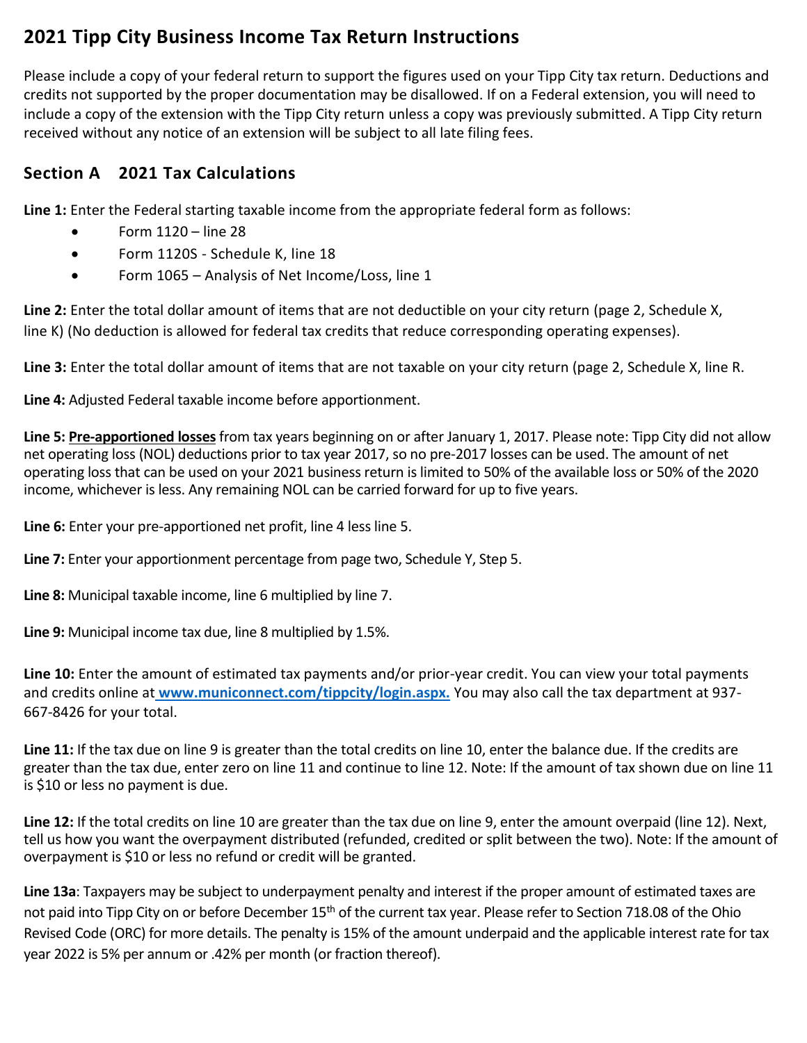# 2021 Tipp City Business Income Tax Return Instructions

Please include a copy of your federal return to support the figures used on your Tipp City tax return. Deductions and credits not supported by the proper documentation may be disallowed. If on a Federal extension, you will need to include a copy of the extension with the Tipp City return unless a copy was previously submitted. A Tipp City return received without any notice of an extension will be subject to all late filing fees.

## Section A 2021 Tax Calculations

**Line 1:** Enter the Federal starting taxable income from the appropriate federal form as follows:

- Form 1120 – line 28
- Form 1120S - Schedule K, line 18
- Form 1065 – Analysis of Net Income/Loss, line 1

**Line 2:** Enter the total dollar amount of items that are not deductible on your city return (page 2, Schedule X, line K) (No deduction is allowed for federal tax credits that reduce corresponding operating expenses).

**Line 3:** Enter the total dollar amount of items that are not taxable on your city return (page 2, Schedule X, line R.

**Line 4:** Adjusted Federal taxable income before apportionment.

**Line 5:** **Pre-apportioned losses** from tax years beginning on or after January 1, 2017. Please note: Tipp City did not allow net operating loss (NOL) deductions prior to tax year 2017, so no pre-2017 losses can be used. The amount of net operating loss that can be used on your 2021 business return is limited to 50% of the available loss or 50% of the 2020 income, whichever is less. Any remaining NOL can be carried forward for up to five years.

**Line 6:** Enter your pre-apportioned net profit, line 4 less line 5.

**Line 7:** Enter your apportionment percentage from page two, Schedule Y, Step 5.

**Line 8:** Municipal taxable income, line 6 multiplied by line 7.

**Line 9:** Municipal income tax due, line 8 multiplied by 1.5%.

**Line 10:** Enter the amount of estimated tax payments and/or prior-year credit. You can view your total payments and credits online at **www.municonnect.com/tippcity/login.aspx.** You may also call the tax department at 937-667-8426 for your total.

**Line 11:** If the tax due on line 9 is greater than the total credits on line 10, enter the balance due. If the credits are greater than the tax due, enter zero on line 11 and continue to line 12. Note: If the amount of tax shown due on line 11 is $10 or less no payment is due.

**Line 12:** If the total credits on line 10 are greater than the tax due on line 9, enter the amount overpaid (line 12). Next, tell us how you want the overpayment distributed (refunded, credited or split between the two). Note: If the amount of overpayment is $10 or less no refund or credit will be granted.

**Line 13a**: Taxpayers may be subject to underpayment penalty and interest if the proper amount of estimated taxes are not paid into Tipp City on or before December 15th of the current tax year. Please refer to Section 718.08 of the Ohio Revised Code (ORC) for more details. The penalty is 15% of the amount underpaid and the applicable interest rate for tax year 2022 is 5% per annum or .42% per month (or fraction thereof).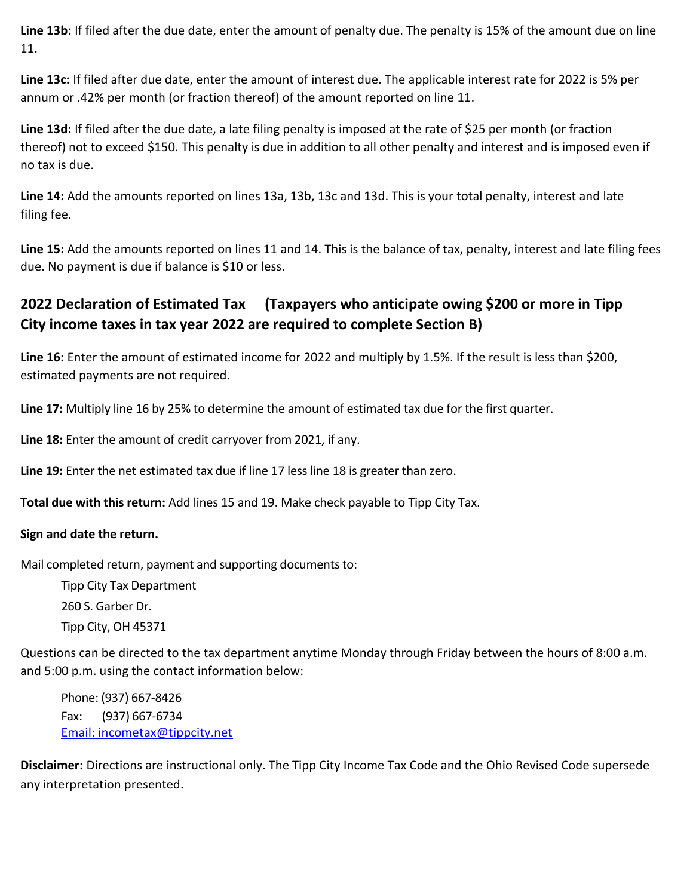**Line 13b:** If filed after the due date, enter the amount of penalty due. The penalty is 15% of the amount due on line 11.

**Line 13c:** If filed after due date, enter the amount of interest due. The applicable interest rate for 2022 is 5% per annum or .42% per month (or fraction thereof) of the amount reported on line 11.

**Line 13d:** If filed after the due date, a late filing penalty is imposed at the rate of $25 per month (or fraction thereof) not to exceed $150. This penalty is due in addition to all other penalty and interest and is imposed even if no tax is due.

**Line 14:** Add the amounts reported on lines 13a, 13b, 13c and 13d. This is your total penalty, interest and late filing fee.

**Line 15:** Add the amounts reported on lines 11 and 14. This is the balance of tax, penalty, interest and late filing fees due. No payment is due if balance is $10 or less.

## 2022 Declaration of Estimated Tax (Taxpayers who anticipate owing $200 or more in Tipp City income taxes in tax year 2022 are required to complete Section B)

**Line 16:** Enter the amount of estimated income for 2022 and multiply by 1.5%. If the result is less than $200, estimated payments are not required.

**Line 17:** Multiply line 16 by 25% to determine the amount of estimated tax due for the first quarter.

**Line 18:** Enter the amount of credit carryover from 2021, if any.

**Line 19:** Enter the net estimated tax due if line 17 less line 18 is greater than zero.

**Total due with this return:** Add lines 15 and 19. Make check payable to Tipp City Tax.

**Sign and date the return.**

Mail completed return, payment and supporting documents to:

Tipp City Tax Department
260 S. Garber Dr.
Tipp City, OH 45371

Questions can be directed to the tax department anytime Monday through Friday between the hours of 8:00 a.m. and 5:00 p.m. using the contact information below:

Phone: (937) 667-8426
Fax: (937) 667-6734
Email: incometax@tippcity.net

**Disclaimer:** Directions are instructional only. The Tipp City Income Tax Code and the Ohio Revised Code supersede any interpretation presented.